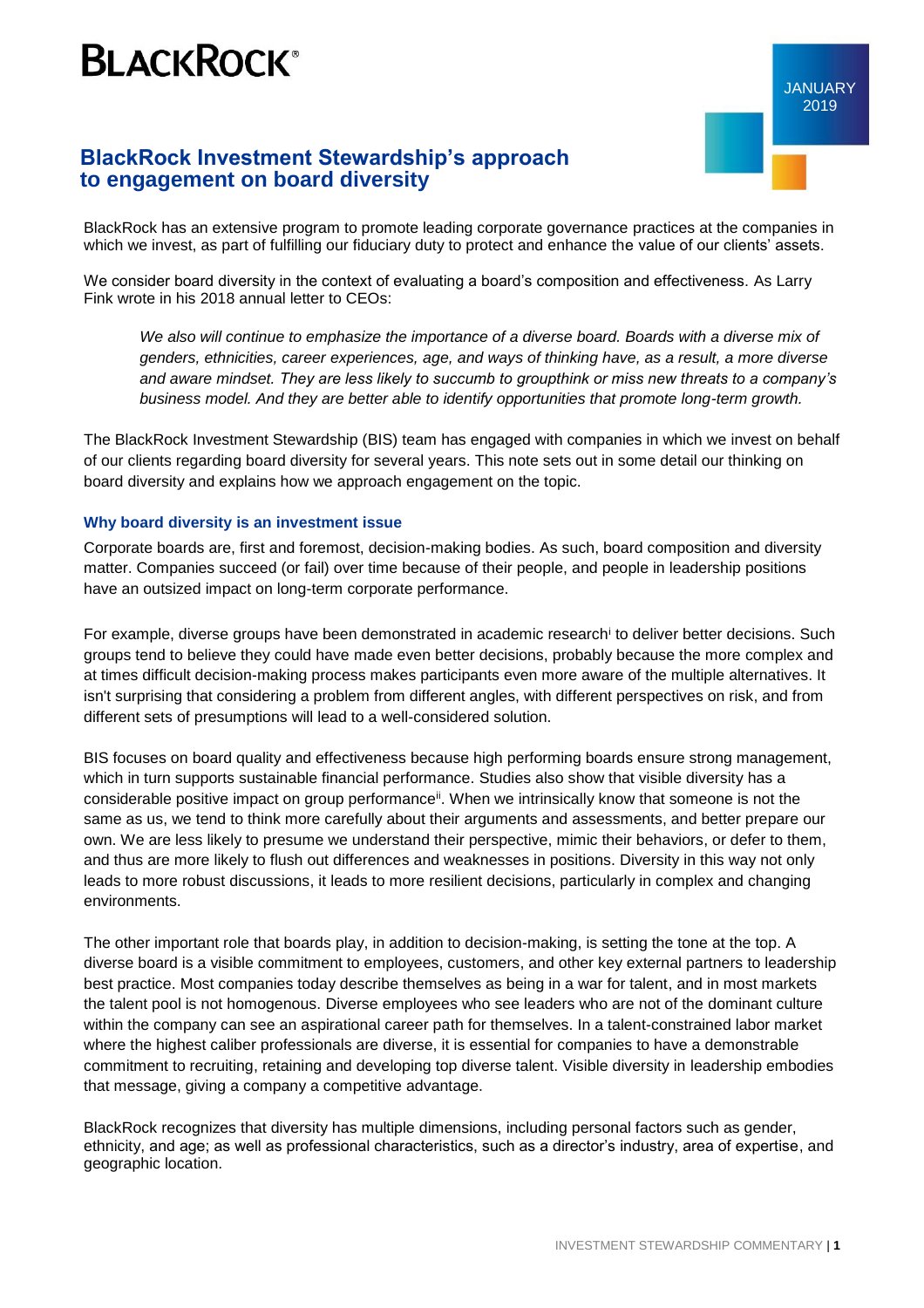BLACKROCK®

JANUARY 2019

# BlackRock Investment Stewardship's approach to engagement on board diversity

BlackRock has an extensive program to promote leading corporate governance practices at the companies in which we invest, as part of fulfilling our fiduciary duty to protect and enhance the value of our clients' assets.

We consider board diversity in the context of evaluating a board's composition and effectiveness. As Larry Fink wrote in his 2018 annual letter to CEOs:

> *We also will continue to emphasize the importance of a diverse board. Boards with a diverse mix of genders, ethnicities, career experiences, age, and ways of thinking have, as a result, a more diverse and aware mindset. They are less likely to succumb to groupthink or miss new threats to a company's business model. And they are better able to identify opportunities that promote long-term growth.*

The BlackRock Investment Stewardship (BIS) team has engaged with companies in which we invest on behalf of our clients regarding board diversity for several years. This note sets out in some detail our thinking on board diversity and explains how we approach engagement on the topic.

### Why board diversity is an investment issue

Corporate boards are, first and foremost, decision-making bodies. As such, board composition and diversity matter. Companies succeed (or fail) over time because of their people, and people in leadership positions have an outsized impact on long-term corporate performance.

For example, diverse groups have been demonstrated in academic research[i] to deliver better decisions. Such groups tend to believe they could have made even better decisions, probably because the more complex and at times difficult decision-making process makes participants even more aware of the multiple alternatives. It isn't surprising that considering a problem from different angles, with different perspectives on risk, and from different sets of presumptions will lead to a well-considered solution.

BIS focuses on board quality and effectiveness because high performing boards ensure strong management, which in turn supports sustainable financial performance. Studies also show that visible diversity has a considerable positive impact on group performance[ii]. When we intrinsically know that someone is not the same as us, we tend to think more carefully about their arguments and assessments, and better prepare our own. We are less likely to presume we understand their perspective, mimic their behaviors, or defer to them, and thus are more likely to flush out differences and weaknesses in positions. Diversity in this way not only leads to more robust discussions, it leads to more resilient decisions, particularly in complex and changing environments.

The other important role that boards play, in addition to decision-making, is setting the tone at the top. A diverse board is a visible commitment to employees, customers, and other key external partners to leadership best practice. Most companies today describe themselves as being in a war for talent, and in most markets the talent pool is not homogenous. Diverse employees who see leaders who are not of the dominant culture within the company can see an aspirational career path for themselves. In a talent-constrained labor market where the highest caliber professionals are diverse, it is essential for companies to have a demonstrable commitment to recruiting, retaining and developing top diverse talent. Visible diversity in leadership embodies that message, giving a company a competitive advantage.

BlackRock recognizes that diversity has multiple dimensions, including personal factors such as gender, ethnicity, and age; as well as professional characteristics, such as a director's industry, area of expertise, and geographic location.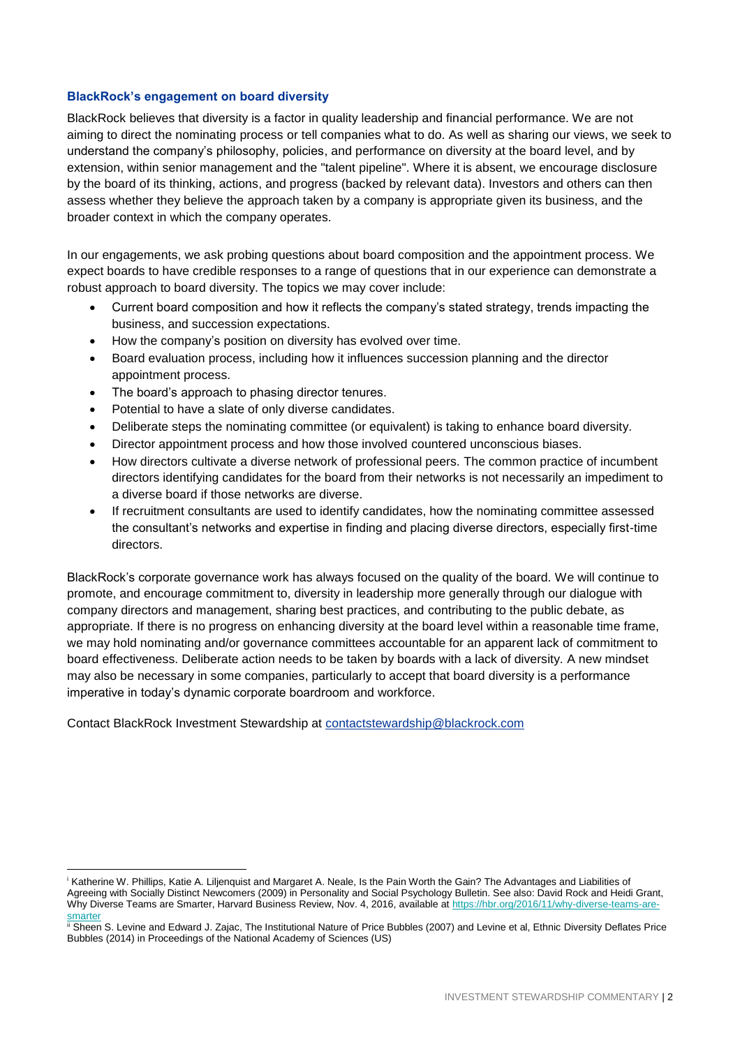### BlackRock's engagement on board diversity

BlackRock believes that diversity is a factor in quality leadership and financial performance. We are not aiming to direct the nominating process or tell companies what to do. As well as sharing our views, we seek to understand the company's philosophy, policies, and performance on diversity at the board level, and by extension, within senior management and the "talent pipeline". Where it is absent, we encourage disclosure by the board of its thinking, actions, and progress (backed by relevant data). Investors and others can then assess whether they believe the approach taken by a company is appropriate given its business, and the broader context in which the company operates.

In our engagements, we ask probing questions about board composition and the appointment process. We expect boards to have credible responses to a range of questions that in our experience can demonstrate a robust approach to board diversity. The topics we may cover include:

- Current board composition and how it reflects the company's stated strategy, trends impacting the business, and succession expectations.
- How the company's position on diversity has evolved over time.
- Board evaluation process, including how it influences succession planning and the director appointment process.
- The board's approach to phasing director tenures.
- Potential to have a slate of only diverse candidates.
- Deliberate steps the nominating committee (or equivalent) is taking to enhance board diversity.
- Director appointment process and how those involved countered unconscious biases.
- How directors cultivate a diverse network of professional peers. The common practice of incumbent directors identifying candidates for the board from their networks is not necessarily an impediment to a diverse board if those networks are diverse.
- If recruitment consultants are used to identify candidates, how the nominating committee assessed the consultant's networks and expertise in finding and placing diverse directors, especially first-time directors.

BlackRock's corporate governance work has always focused on the quality of the board. We will continue to promote, and encourage commitment to, diversity in leadership more generally through our dialogue with company directors and management, sharing best practices, and contributing to the public debate, as appropriate. If there is no progress on enhancing diversity at the board level within a reasonable time frame, we may hold nominating and/or governance committees accountable for an apparent lack of commitment to board effectiveness. Deliberate action needs to be taken by boards with a lack of diversity. A new mindset may also be necessary in some companies, particularly to accept that board diversity is a performance imperative in today's dynamic corporate boardroom and workforce.

Contact BlackRock Investment Stewardship at contactstewardship@blackrock.com

---

[i] Katherine W. Phillips, Katie A. Liljenquist and Margaret A. Neale, Is the Pain Worth the Gain? The Advantages and Liabilities of Agreeing with Socially Distinct Newcomers (2009) in Personality and Social Psychology Bulletin. See also: David Rock and Heidi Grant, Why Diverse Teams are Smarter, Harvard Business Review, Nov. 4, 2016, available at https://hbr.org/2016/11/why-diverse-teams-are-smarter

[ii] Sheen S. Levine and Edward J. Zajac, The Institutional Nature of Price Bubbles (2007) and Levine et al, Ethnic Diversity Deflates Price Bubbles (2014) in Proceedings of the National Academy of Sciences (US)